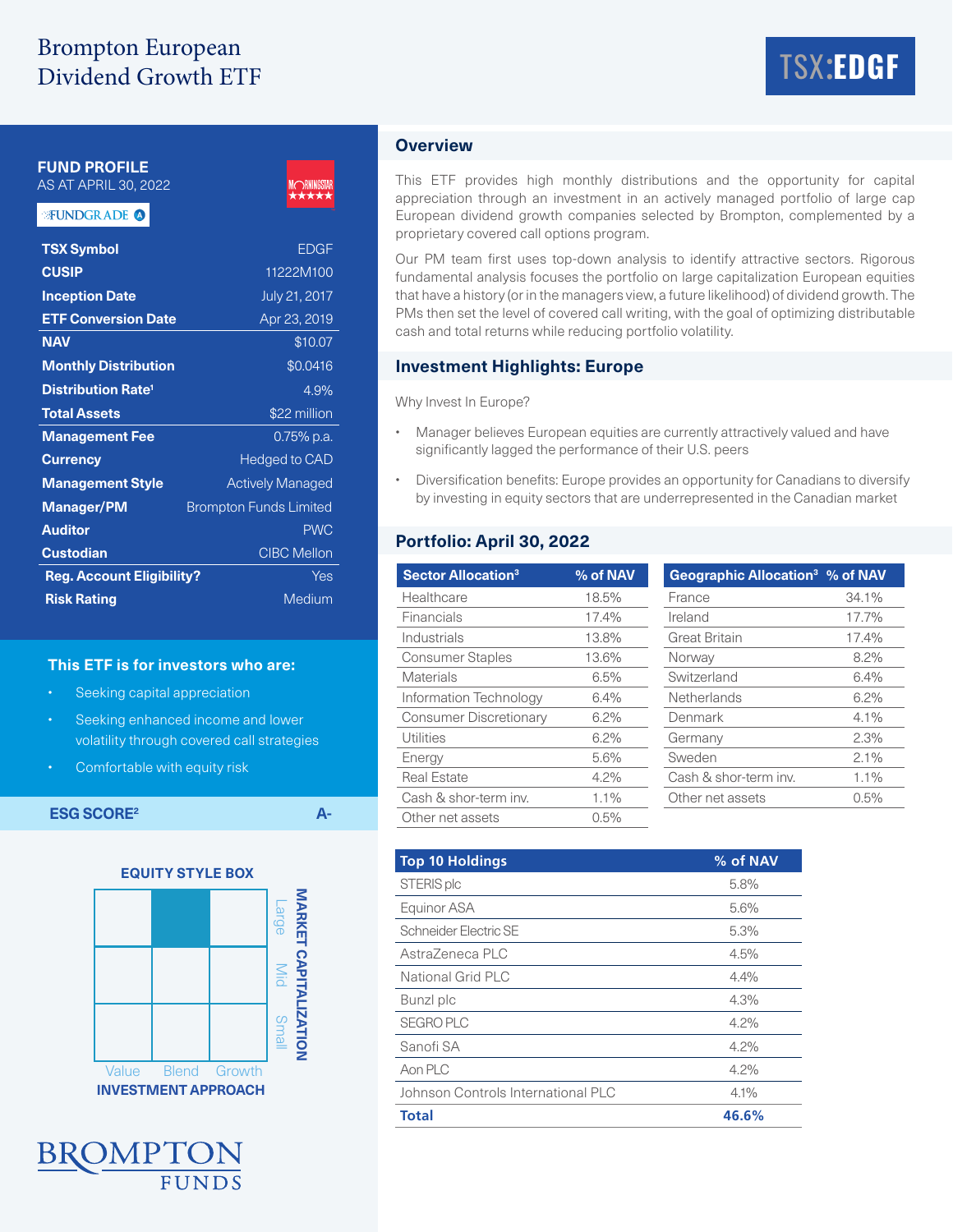# Brompton European Dividend Growth ETF

TSX:EDGF

## FUND PROFILE
AS AT APRIL 30, 2022

FUNDGRADE A

| | |
|---|---|
| TSX Symbol | EDGF |
| CUSIP | 11222M100 |
| Inception Date | July 21, 2017 |
| ETF Conversion Date | Apr 23, 2019 |
| NAV | $10.07 |
| Monthly Distribution | $0.0416 |
| Distribution Rate[1] | 4.9% |
| Total Assets | $22 million |
| Management Fee | 0.75% p.a. |
| Currency | Hedged to CAD |
| Management Style | Actively Managed |
| Manager/PM | Brompton Funds Limited |
| Auditor | PWC |
| Custodian | CIBC Mellon |
| Reg. Account Eligibility? | Yes |
| Risk Rating | Medium |

### This ETF is for investors who are:

- Seeking capital appreciation
- Seeking enhanced income and lower volatility through covered call strategies
- Comfortable with equity risk

**ESG SCORE[2]** A-

### EQUITY STYLE BOX

| | Value | Blend | Growth |
|---|---|---|---|
| Large | | ■ | |
| Mid | | | |
| Small | | | |

INVESTMENT APPROACH / MARKET CAPITALIZATION

BROMPTON FUNDS

## Overview

This ETF provides high monthly distributions and the opportunity for capital appreciation through an investment in an actively managed portfolio of large cap European dividend growth companies selected by Brompton, complemented by a proprietary covered call options program.

Our PM team first uses top-down analysis to identify attractive sectors. Rigorous fundamental analysis focuses the portfolio on large capitalization European equities that have a history (or in the managers view, a future likelihood) of dividend growth. The PMs then set the level of covered call writing, with the goal of optimizing distributable cash and total returns while reducing portfolio volatility.

## Investment Highlights: Europe

Why Invest In Europe?

- Manager believes European equities are currently attractively valued and have significantly lagged the performance of their U.S. peers
- Diversification benefits: Europe provides an opportunity for Canadians to diversify by investing in equity sectors that are underrepresented in the Canadian market

## Portfolio: April 30, 2022

| Sector Allocation[3] | % of NAV |
|---|---|
| Healthcare | 18.5% |
| Financials | 17.4% |
| Industrials | 13.8% |
| Consumer Staples | 13.6% |
| Materials | 6.5% |
| Information Technology | 6.4% |
| Consumer Discretionary | 6.2% |
| Utilities | 6.2% |
| Energy | 5.6% |
| Real Estate | 4.2% |
| Cash & shor-term inv. | 1.1% |
| Other net assets | 0.5% |

| Geographic Allocation[3] | % of NAV |
|---|---|
| France | 34.1% |
| Ireland | 17.7% |
| Great Britain | 17.4% |
| Norway | 8.2% |
| Switzerland | 6.4% |
| Netherlands | 6.2% |
| Denmark | 4.1% |
| Germany | 2.3% |
| Sweden | 2.1% |
| Cash & shor-term inv. | 1.1% |
| Other net assets | 0.5% |

| Top 10 Holdings | % of NAV |
|---|---|
| STERIS plc | 5.8% |
| Equinor ASA | 5.6% |
| Schneider Electric SE | 5.3% |
| AstraZeneca PLC | 4.5% |
| National Grid PLC | 4.4% |
| Bunzl plc | 4.3% |
| SEGRO PLC | 4.2% |
| Sanofi SA | 4.2% |
| Aon PLC | 4.2% |
| Johnson Controls International PLC | 4.1% |
| **Total** | **46.6%** |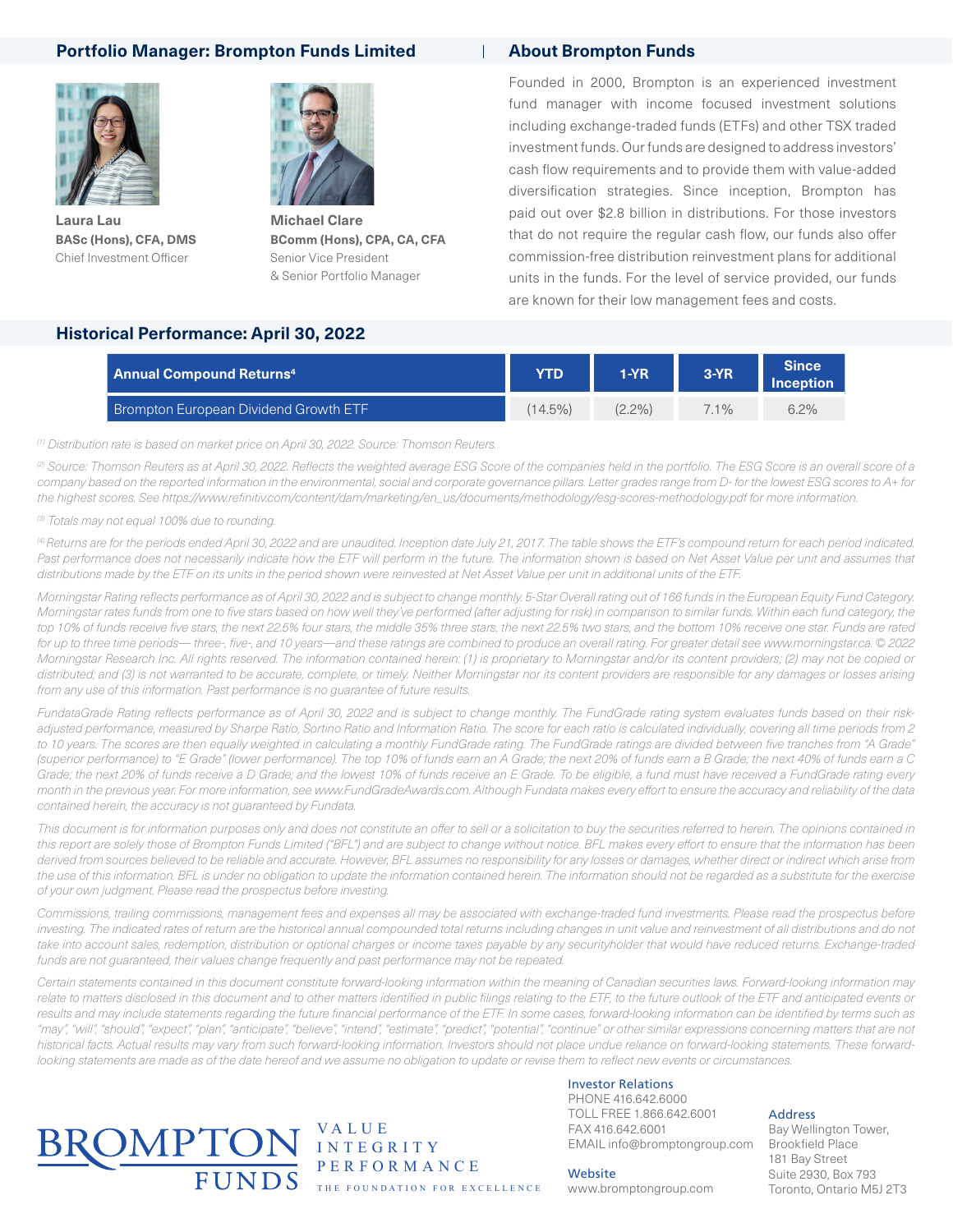## Portfolio Manager: Brompton Funds Limited

**Laura Lau**
**BASc (Hons), CFA, DMS**
Chief Investment Officer

**Michael Clare**
**BComm (Hons), CPA, CA, CFA**
Senior Vice President
& Senior Portfolio Manager

## About Brompton Funds

Founded in 2000, Brompton is an experienced investment fund manager with income focused investment solutions including exchange-traded funds (ETFs) and other TSX traded investment funds. Our funds are designed to address investors' cash flow requirements and to provide them with value-added diversification strategies. Since inception, Brompton has paid out over $2.8 billion in distributions. For those investors that do not require the regular cash flow, our funds also offer commission-free distribution reinvestment plans for additional units in the funds. For the level of service provided, our funds are known for their low management fees and costs.

## Historical Performance: April 30, 2022

| Annual Compound Returns[4] | YTD | 1-YR | 3-YR | Since Inception |
|---|---|---|---|---|
| Brompton European Dividend Growth ETF | (14.5%) | (2.2%) | 7.1% | 6.2% |

*[1] Distribution rate is based on market price on April 30, 2022. Source: Thomson Reuters.*

*[2] Source: Thomson Reuters as at April 30, 2022. Reflects the weighted average ESG Score of the companies held in the portfolio. The ESG Score is an overall score of a company based on the reported information in the environmental, social and corporate governance pillars. Letter grades range from D- for the lowest ESG scores to A+ for the highest scores. See https://www.refinitiv.com/content/dam/marketing/en_us/documents/methodology/esg-scores-methodology.pdf for more information.*

*[3] Totals may not equal 100% due to rounding.*

*[4] Returns are for the periods ended April 30, 2022 and are unaudited. Inception date July 21, 2017. The table shows the ETF's compound return for each period indicated. Past performance does not necessarily indicate how the ETF will perform in the future. The information shown is based on Net Asset Value per unit and assumes that distributions made by the ETF on its units in the period shown were reinvested at Net Asset Value per unit in additional units of the ETF.*

*Morningstar Rating reflects performance as of April 30, 2022 and is subject to change monthly. 5-Star Overall rating out of 166 funds in the European Equity Fund Category. Morningstar rates funds from one to five stars based on how well they've performed (after adjusting for risk) in comparison to similar funds. Within each fund category, the top 10% of funds receive five stars, the next 22.5% four stars, the middle 35% three stars, the next 22.5% two stars, and the bottom 10% receive one star. Funds are rated for up to three time periods— three-, five-, and 10 years—and these ratings are combined to produce an overall rating. For greater detail see www.morningstar.ca. © 2022 Morningstar Research Inc. All rights reserved. The information contained herein: (1) is proprietary to Morningstar and/or its content providers; (2) may not be copied or distributed; and (3) is not warranted to be accurate, complete, or timely. Neither Morningstar nor its content providers are responsible for any damages or losses arising from any use of this information. Past performance is no guarantee of future results.*

*FundataGrade Rating reflects performance as of April 30, 2022 and is subject to change monthly. The FundGrade rating system evaluates funds based on their risk-adjusted performance, measured by Sharpe Ratio, Sortino Ratio and Information Ratio. The score for each ratio is calculated individually, covering all time periods from 2 to 10 years. The scores are then equally weighted in calculating a monthly FundGrade rating. The FundGrade ratings are divided between five tranches from "A Grade" (superior performance) to "E Grade" (lower performance). The top 10% of funds earn an A Grade; the next 20% of funds earn a B Grade; the next 40% of funds earn a C Grade; the next 20% of funds receive a D Grade; and the lowest 10% of funds receive an E Grade. To be eligible, a fund must have received a FundGrade rating every month in the previous year. For more information, see www.FundGradeAwards.com. Although Fundata makes every effort to ensure the accuracy and reliability of the data contained herein, the accuracy is not guaranteed by Fundata.*

*This document is for information purposes only and does not constitute an offer to sell or a solicitation to buy the securities referred to herein. The opinions contained in this report are solely those of Brompton Funds Limited ("BFL") and are subject to change without notice. BFL makes every effort to ensure that the information has been derived from sources believed to be reliable and accurate. However, BFL assumes no responsibility for any losses or damages, whether direct or indirect which arise from the use of this information. BFL is under no obligation to update the information contained herein. The information should not be regarded as a substitute for the exercise of your own judgment. Please read the prospectus before investing.*

*Commissions, trailing commissions, management fees and expenses all may be associated with exchange-traded fund investments. Please read the prospectus before investing. The indicated rates of return are the historical annual compounded total returns including changes in unit value and reinvestment of all distributions and do not take into account sales, redemption, distribution or optional charges or income taxes payable by any securityholder that would have reduced returns. Exchange-traded funds are not guaranteed, their values change frequently and past performance may not be repeated.*

*Certain statements contained in this document constitute forward-looking information within the meaning of Canadian securities laws. Forward-looking information may relate to matters disclosed in this document and to other matters identified in public filings relating to the ETF, to the future outlook of the ETF and anticipated events or results and may include statements regarding the future financial performance of the ETF. In some cases, forward-looking information can be identified by terms such as "may", "will", "should", "expect", "plan", "anticipate", "believe", "intend", "estimate", "predict", "potential", "continue" or other similar expressions concerning matters that are not historical facts. Actual results may vary from such forward-looking information. Investors should not place undue reliance on forward-looking statements. These forward-looking statements are made as of the date hereof and we assume no obligation to update or revise them to reflect new events or circumstances.*

BROMPTON FUNDS

VALUE
INTEGRITY
PERFORMANCE
THE FOUNDATION FOR EXCELLENCE

**Investor Relations**
PHONE 416.642.6000
TOLL FREE 1.866.642.6001
FAX 416.642.6001
EMAIL info@bromptongroup.com

**Website**
www.bromptongroup.com

**Address**
Bay Wellington Tower,
Brookfield Place
181 Bay Street
Suite 2930, Box 793
Toronto, Ontario M5J 2T3